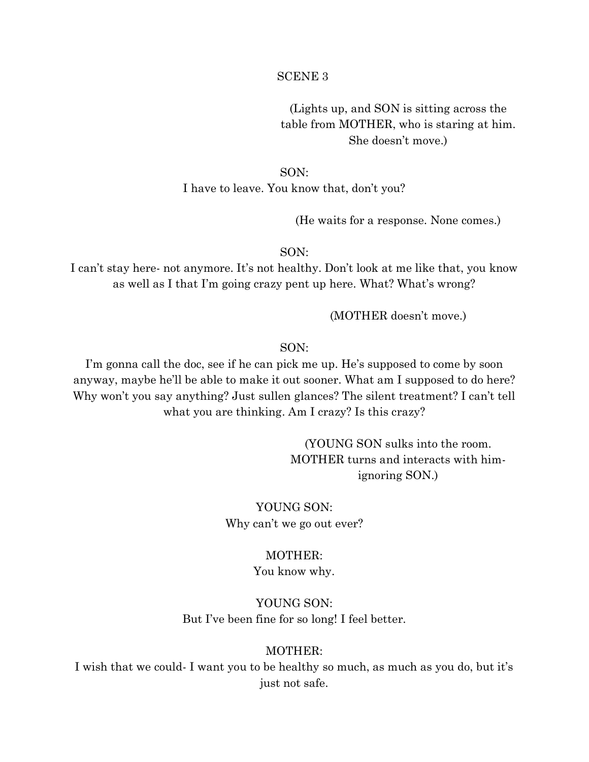SCENE 3

(Lights up, and SON is sitting across the table from MOTHER, who is staring at him. She doesn't move.)

SON:
I have to leave. You know that, don't you?

(He waits for a response. None comes.)

SON:
I can't stay here- not anymore. It's not healthy. Don't look at me like that, you know as well as I that I'm going crazy pent up here. What? What's wrong?

(MOTHER doesn't move.)

SON:
I'm gonna call the doc, see if he can pick me up. He's supposed to come by soon anyway, maybe he'll be able to make it out sooner. What am I supposed to do here? Why won't you say anything? Just sullen glances? The silent treatment? I can't tell what you are thinking. Am I crazy? Is this crazy?

(YOUNG SON sulks into the room. MOTHER turns and interacts with him- ignoring SON.)

YOUNG SON:
Why can't we go out ever?

MOTHER:
You know why.

YOUNG SON:
But I've been fine for so long! I feel better.

MOTHER:
I wish that we could- I want you to be healthy so much, as much as you do, but it's just not safe.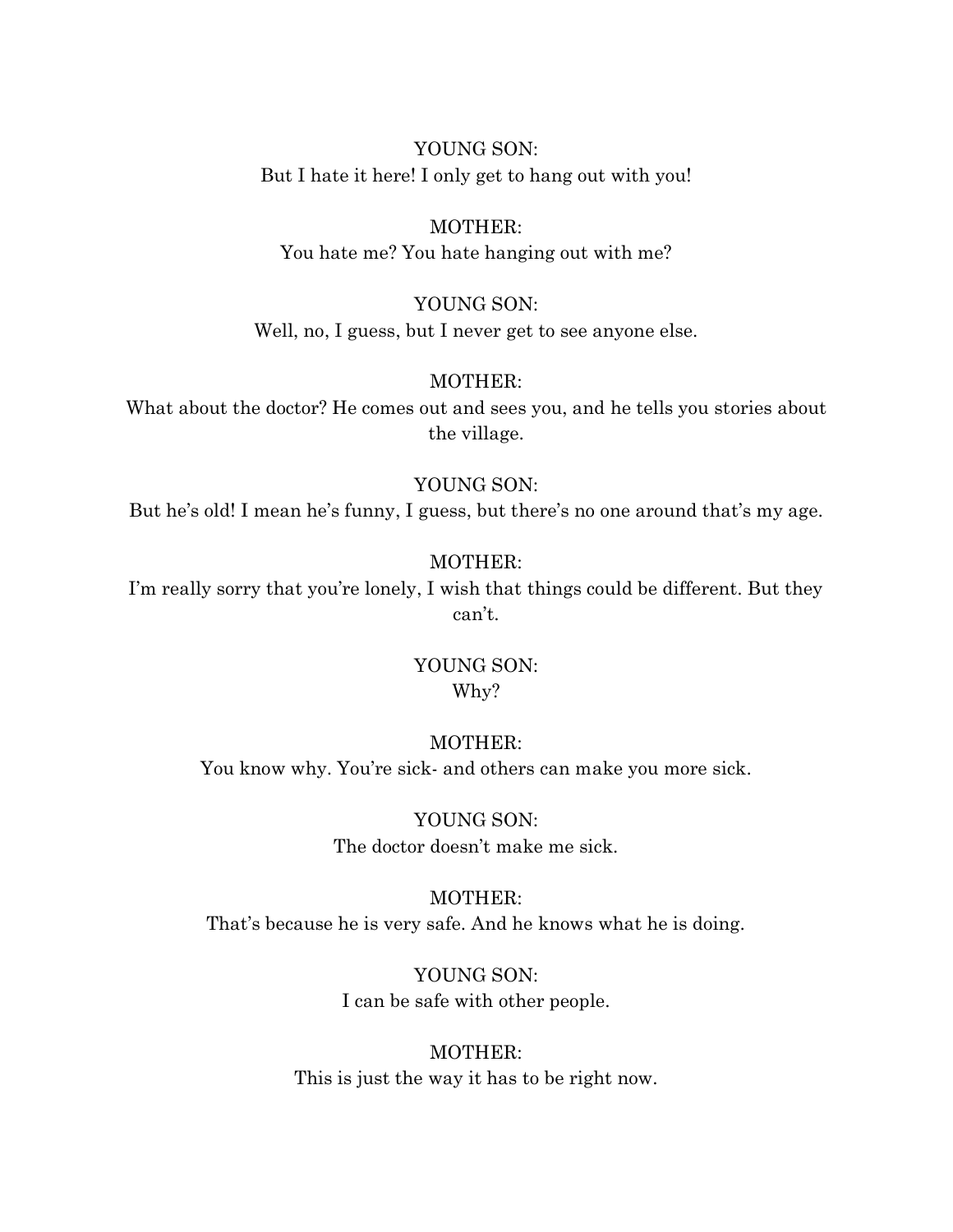YOUNG SON:
But I hate it here! I only get to hang out with you!

MOTHER:
You hate me? You hate hanging out with me?

YOUNG SON:
Well, no, I guess, but I never get to see anyone else.

MOTHER:
What about the doctor? He comes out and sees you, and he tells you stories about the village.

YOUNG SON:
But he's old! I mean he's funny, I guess, but there's no one around that's my age.

MOTHER:
I'm really sorry that you're lonely, I wish that things could be different. But they can't.

YOUNG SON:
Why?

MOTHER:
You know why. You're sick- and others can make you more sick.

YOUNG SON:
The doctor doesn't make me sick.

MOTHER:
That's because he is very safe. And he knows what he is doing.

YOUNG SON:
I can be safe with other people.

MOTHER:
This is just the way it has to be right now.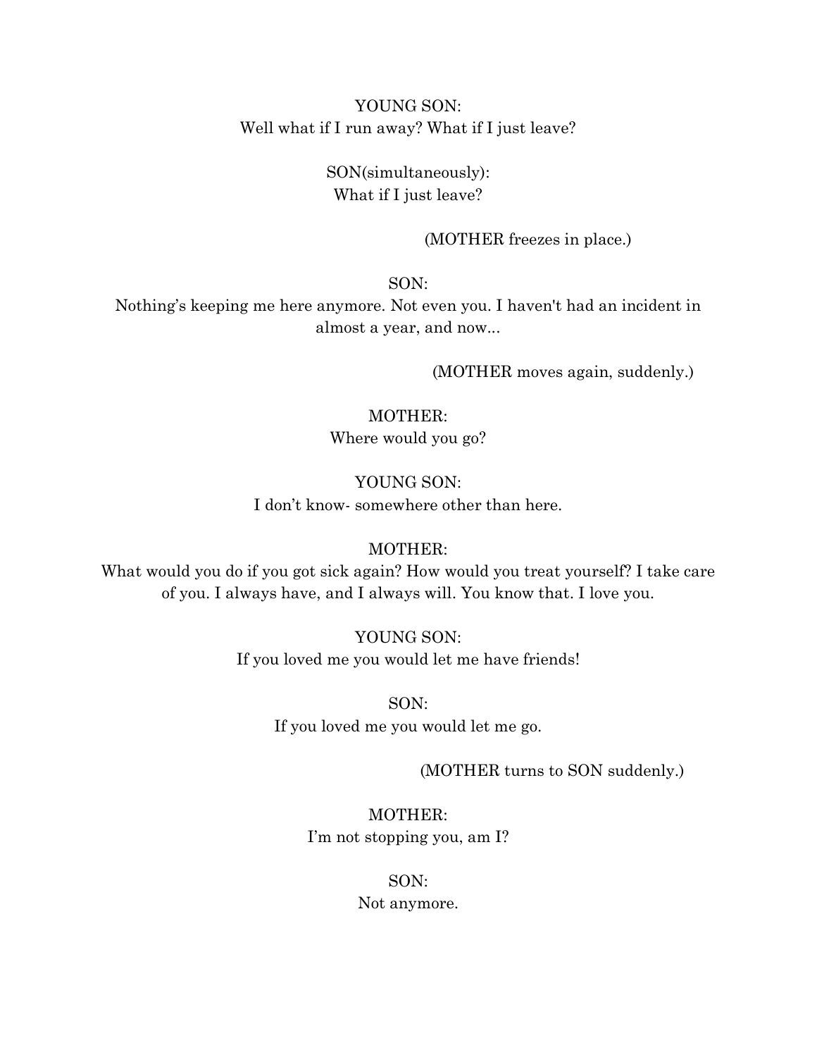YOUNG SON:
Well what if I run away? What if I just leave?

SON(simultaneously):
What if I just leave?

(MOTHER freezes in place.)

SON:
Nothing's keeping me here anymore. Not even you. I haven't had an incident in almost a year, and now...

(MOTHER moves again, suddenly.)

MOTHER:
Where would you go?

YOUNG SON:
I don't know- somewhere other than here.

MOTHER:
What would you do if you got sick again? How would you treat yourself? I take care of you. I always have, and I always will. You know that. I love you.

YOUNG SON:
If you loved me you would let me have friends!

SON:
If you loved me you would let me go.

(MOTHER turns to SON suddenly.)

MOTHER:
I'm not stopping you, am I?

SON:
Not anymore.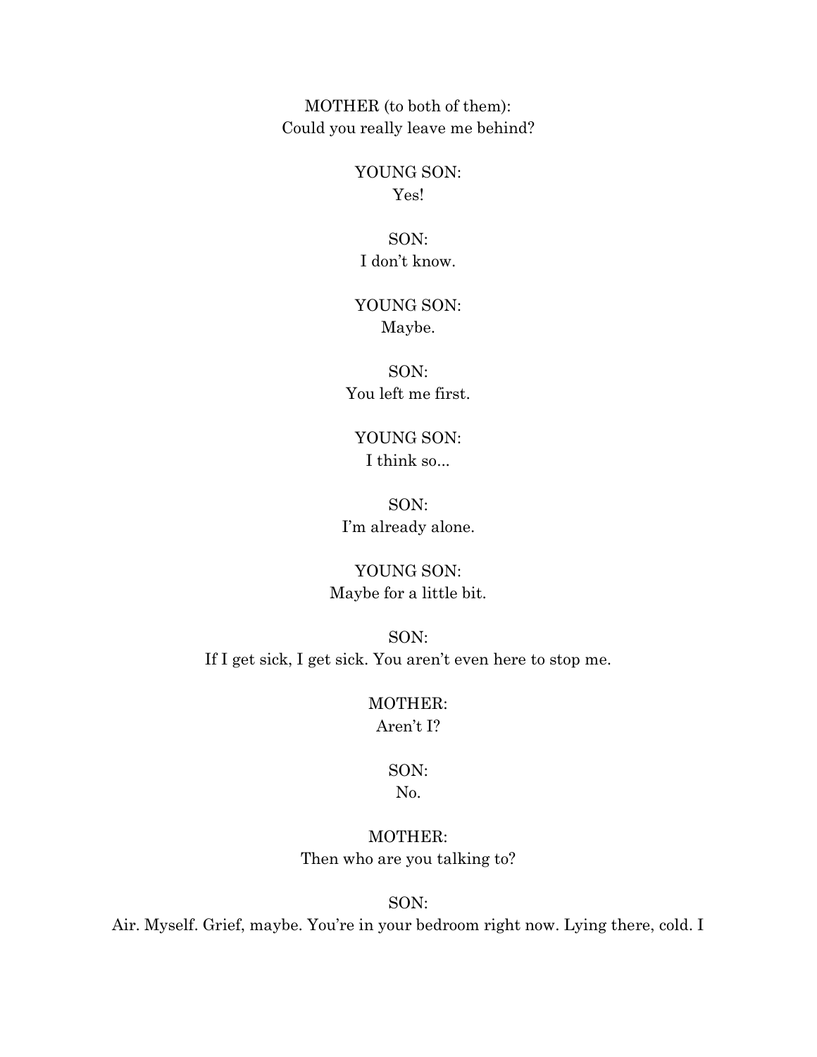MOTHER (to both of them):
Could you really leave me behind?

YOUNG SON:
Yes!

SON:
I don't know.

YOUNG SON:
Maybe.

SON:
You left me first.

YOUNG SON:
I think so...

SON:
I'm already alone.

YOUNG SON:
Maybe for a little bit.

SON:
If I get sick, I get sick. You aren't even here to stop me.

MOTHER:
Aren't I?

SON:
No.

MOTHER:
Then who are you talking to?

SON:
Air. Myself. Grief, maybe. You're in your bedroom right now. Lying there, cold. I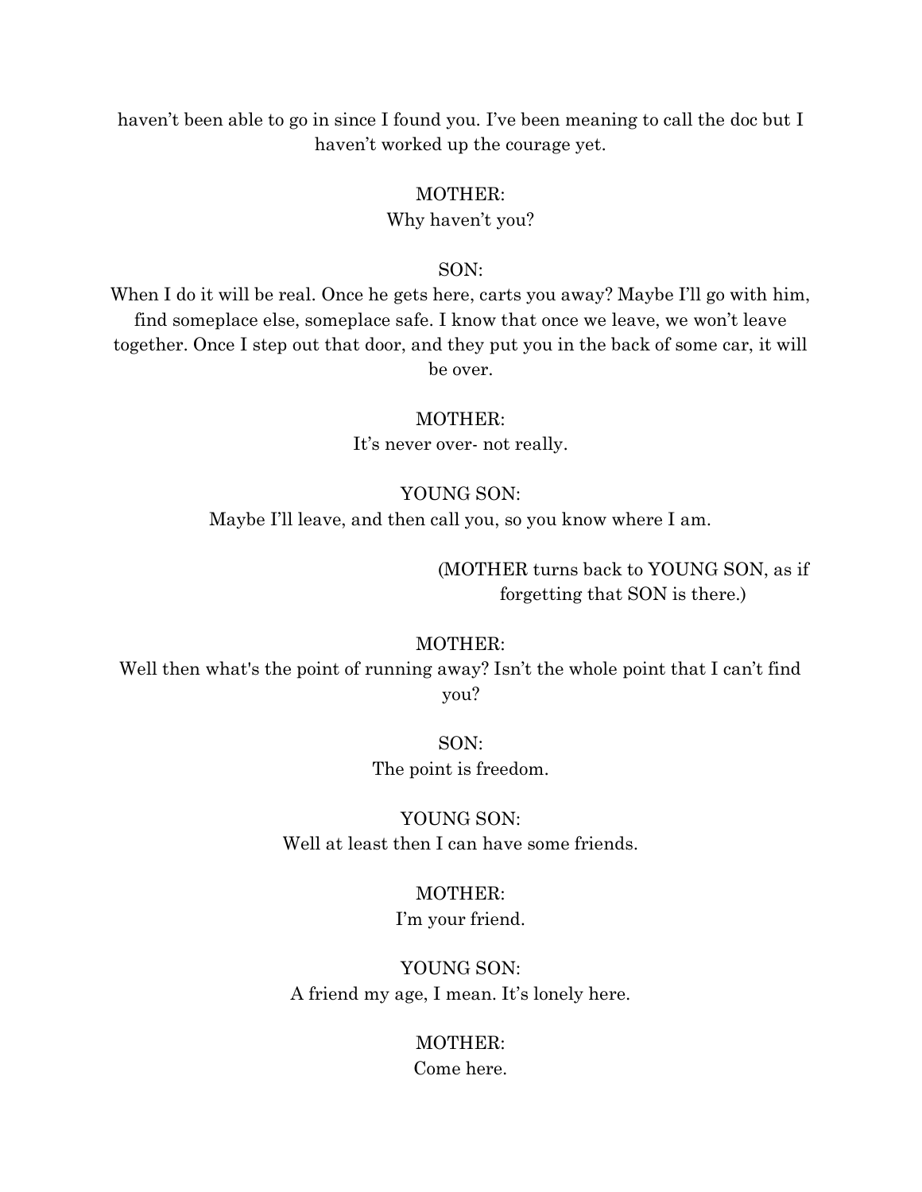haven't been able to go in since I found you. I've been meaning to call the doc but I haven't worked up the courage yet.

MOTHER:
Why haven't you?

SON:
When I do it will be real. Once he gets here, carts you away? Maybe I'll go with him, find someplace else, someplace safe. I know that once we leave, we won't leave together. Once I step out that door, and they put you in the back of some car, it will be over.

MOTHER:
It's never over- not really.

YOUNG SON:
Maybe I'll leave, and then call you, so you know where I am.

(MOTHER turns back to YOUNG SON, as if forgetting that SON is there.)

MOTHER:
Well then what's the point of running away? Isn't the whole point that I can't find you?

SON:
The point is freedom.

YOUNG SON:
Well at least then I can have some friends.

MOTHER:
I'm your friend.

YOUNG SON:
A friend my age, I mean. It's lonely here.

MOTHER:
Come here.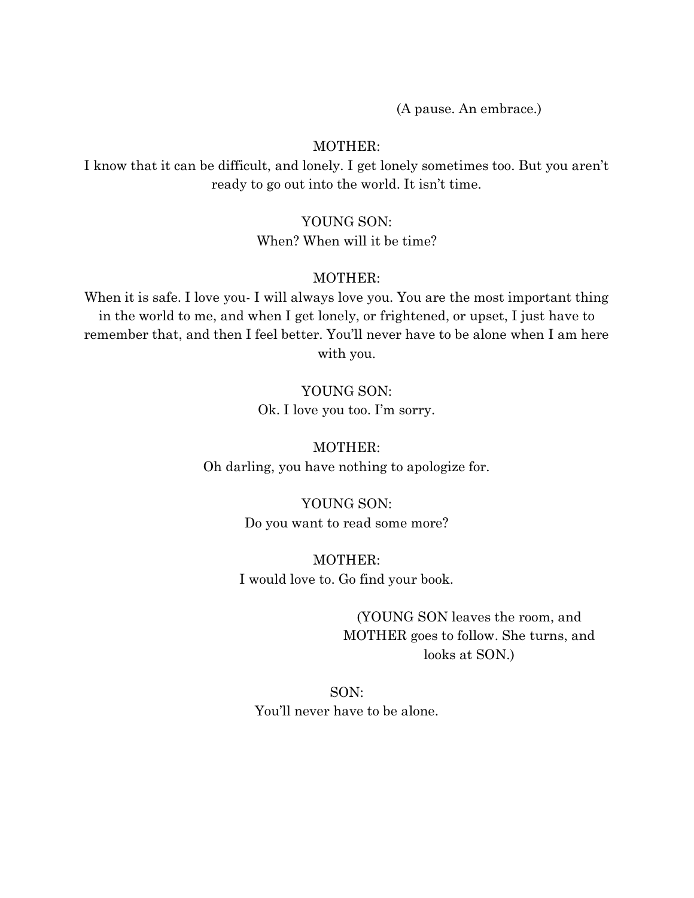(A pause. An embrace.)

MOTHER:

I know that it can be difficult, and lonely. I get lonely sometimes too. But you aren't ready to go out into the world. It isn't time.

YOUNG SON:

When? When will it be time?

MOTHER:

When it is safe. I love you- I will always love you. You are the most important thing in the world to me, and when I get lonely, or frightened, or upset, I just have to remember that, and then I feel better. You'll never have to be alone when I am here with you.

YOUNG SON:

Ok. I love you too. I'm sorry.

MOTHER:

Oh darling, you have nothing to apologize for.

YOUNG SON:

Do you want to read some more?

MOTHER:

I would love to. Go find your book.

(YOUNG SON leaves the room, and MOTHER goes to follow. She turns, and looks at SON.)

SON:

You'll never have to be alone.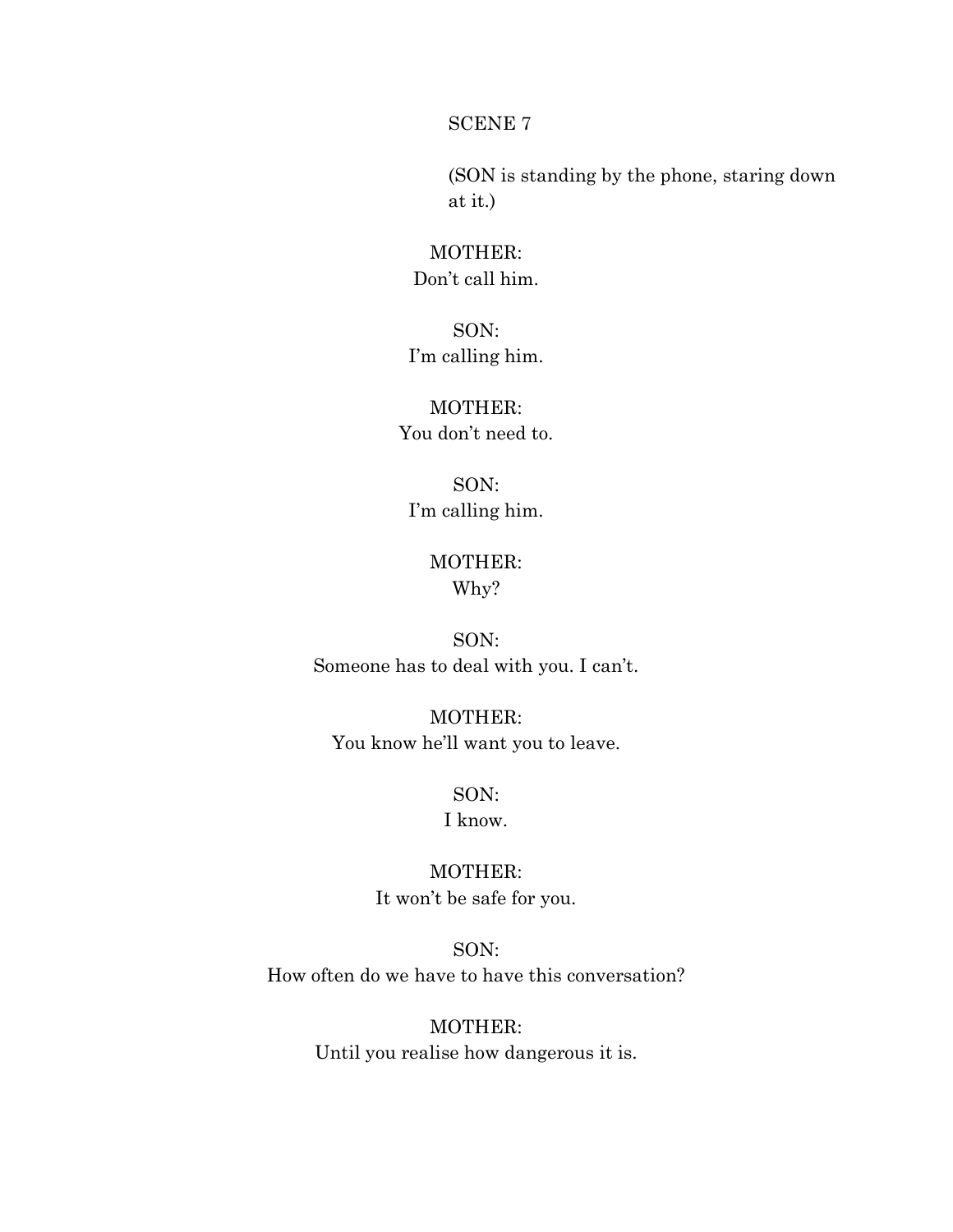SCENE 7

(SON is standing by the phone, staring down at it.)

MOTHER:
Don't call him.

SON:
I'm calling him.

MOTHER:
You don't need to.

SON:
I'm calling him.

MOTHER:
Why?

SON:
Someone has to deal with you. I can't.

MOTHER:
You know he'll want you to leave.

SON:
I know.

MOTHER:
It won't be safe for you.

SON:
How often do we have to have this conversation?

MOTHER:
Until you realise how dangerous it is.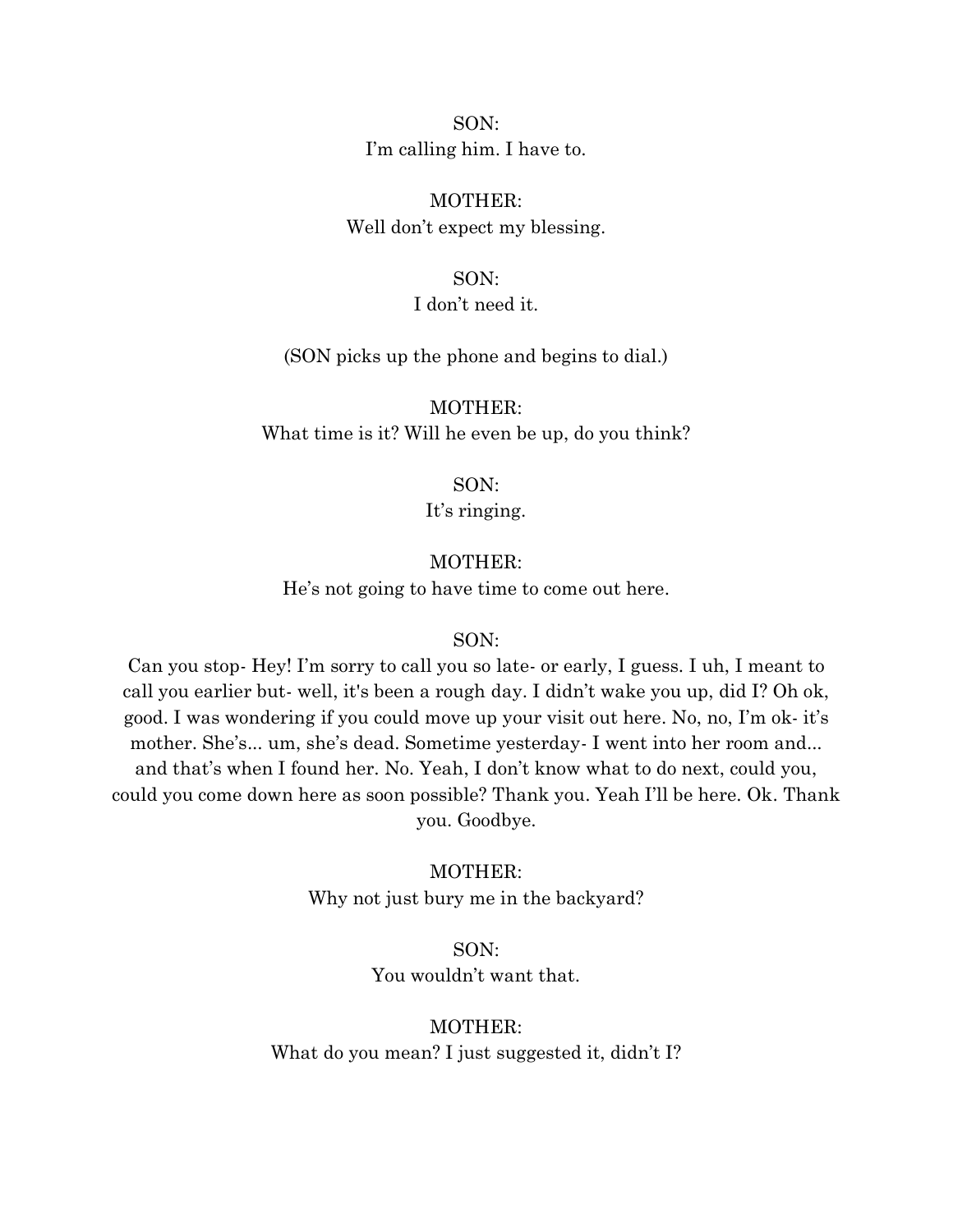SON:
I'm calling him. I have to.

MOTHER:
Well don't expect my blessing.

SON:
I don't need it.

(SON picks up the phone and begins to dial.)

MOTHER:
What time is it? Will he even be up, do you think?

SON:
It's ringing.

MOTHER:
He's not going to have time to come out here.

SON:
Can you stop- Hey! I'm sorry to call you so late- or early, I guess. I uh, I meant to call you earlier but- well, it's been a rough day. I didn't wake you up, did I? Oh ok, good. I was wondering if you could move up your visit out here. No, no, I'm ok- it's mother. She's... um, she's dead. Sometime yesterday- I went into her room and... and that's when I found her. No. Yeah, I don't know what to do next, could you, could you come down here as soon possible? Thank you. Yeah I'll be here. Ok. Thank you. Goodbye.

MOTHER:
Why not just bury me in the backyard?

SON:
You wouldn't want that.

MOTHER:
What do you mean? I just suggested it, didn't I?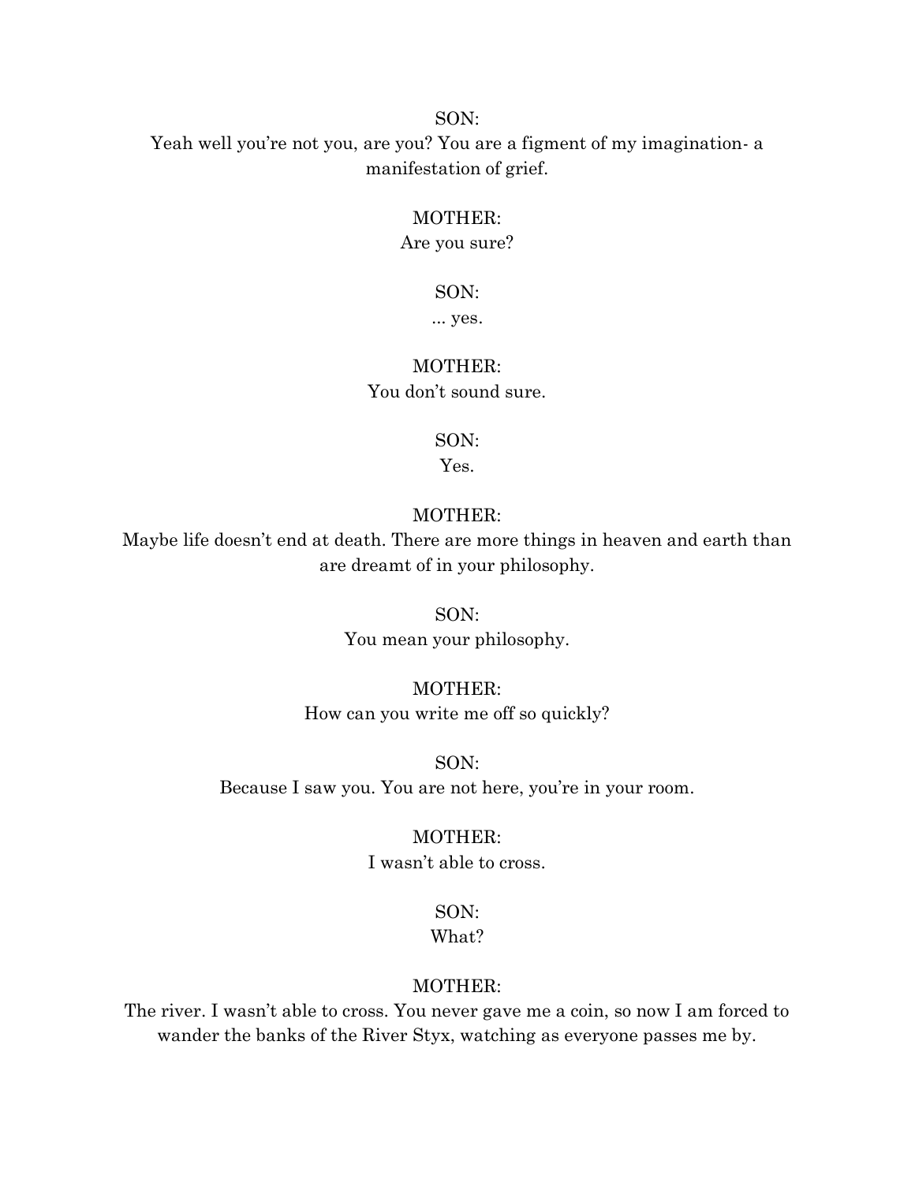SON:

Yeah well you're not you, are you? You are a figment of my imagination- a manifestation of grief.

MOTHER:

Are you sure?

SON:

... yes.

MOTHER:

You don't sound sure.

SON:

Yes.

MOTHER:

Maybe life doesn't end at death. There are more things in heaven and earth than are dreamt of in your philosophy.

SON:

You mean your philosophy.

MOTHER:

How can you write me off so quickly?

SON:

Because I saw you. You are not here, you're in your room.

MOTHER:

I wasn't able to cross.

SON:

What?

MOTHER:

The river. I wasn't able to cross. You never gave me a coin, so now I am forced to wander the banks of the River Styx, watching as everyone passes me by.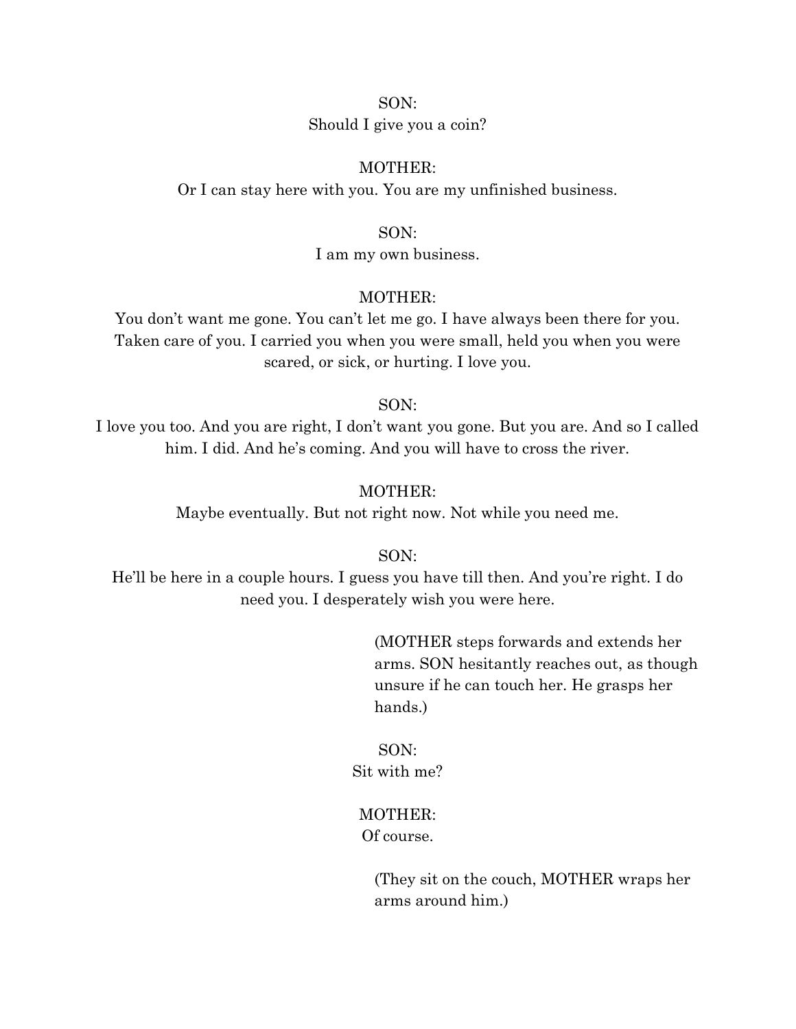SON:
Should I give you a coin?

MOTHER:
Or I can stay here with you. You are my unfinished business.

SON:
I am my own business.

MOTHER:
You don't want me gone. You can't let me go. I have always been there for you. Taken care of you. I carried you when you were small, held you when you were scared, or sick, or hurting. I love you.

SON:
I love you too. And you are right, I don't want you gone. But you are. And so I called him. I did. And he's coming. And you will have to cross the river.

MOTHER:
Maybe eventually. But not right now. Not while you need me.

SON:
He'll be here in a couple hours. I guess you have till then. And you're right. I do need you. I desperately wish you were here.

(MOTHER steps forwards and extends her arms. SON hesitantly reaches out, as though unsure if he can touch her. He grasps her hands.)

SON:
Sit with me?

MOTHER:
Of course.

(They sit on the couch, MOTHER wraps her arms around him.)